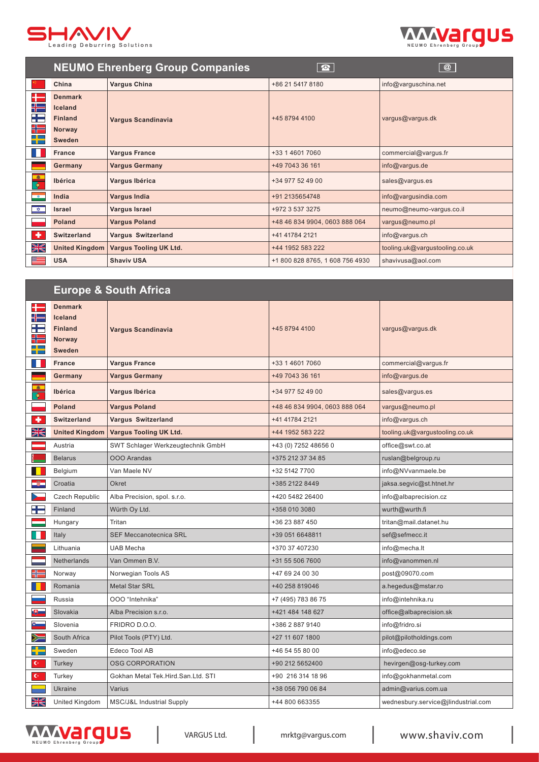SHAVIV Leading Deburring Solutions

VARGUS NEUMO Ehrenberg Group

## NEUMO Ehrenberg Group Companies

| Country | Company | ☎ | @ |
|---|---|---|---|
| **China** | **Vargus China** | +86 21 5417 8180 | info@varguschina.net |
| **Denmark**<br>**Iceland**<br>**Finland**<br>**Norway**<br>**Sweden** | **Vargus Scandinavia** | +45 8794 4100 | vargus@vargus.dk |
| **France** | **Vargus France** | +33 1 4601 7060 | commercial@vargus.fr |
| **Germany** | **Vargus Germany** | +49 7043 36 161 | info@vargus.de |
| **Ibérica** | **Vargus Ibérica** | +34 977 52 49 00 | sales@vargus.es |
| **India** | **Vargus India** | +91 2135654748 | info@vargusindia.com |
| **Israel** | **Vargus Israel** | +972 3 537 3275 | neumo@neumo-vargus.co.il |
| **Poland** | **Vargus Poland** | +48 46 834 9904, 0603 888 064 | vargus@neumo.pl |
| **Switzerland** | **Vargus Switzerland** | +41 41784 2121 | info@vargus.ch |
| **United Kingdom** | **Vargus Tooling UK Ltd.** | +44 1952 583 222 | tooling.uk@vargustooling.co.uk |
| **USA** | **Shaviv USA** | +1 800 828 8765, 1 608 756 4930 | shavivusa@aol.com |

## Europe & South Africa

| Country | Company | ☎ | @ |
|---|---|---|---|
| **Denmark**<br>**Iceland**<br>**Finland**<br>**Norway**<br>**Sweden** | **Vargus Scandinavia** | +45 8794 4100 | vargus@vargus.dk |
| **France** | **Vargus France** | +33 1 4601 7060 | commercial@vargus.fr |
| **Germany** | **Vargus Germany** | +49 7043 36 161 | info@vargus.de |
| **Ibérica** | **Vargus Ibérica** | +34 977 52 49 00 | sales@vargus.es |
| **Poland** | **Vargus Poland** | +48 46 834 9904, 0603 888 064 | vargus@neumo.pl |
| **Switzerland** | **Vargus Switzerland** | +41 41784 2121 | info@vargus.ch |
| **United Kingdom** | **Vargus Tooling UK Ltd.** | +44 1952 583 222 | tooling.uk@vargustooling.co.uk |
| Austria | SWT Schlager Werkzeugtechnik GmbH | +43 (0) 7252 48656 0 | office@swt.co.at |
| Belarus | OOO Arandas | +375 212 37 34 85 | ruslan@belgroup.ru |
| Belgium | Van Maele NV | +32 5142 7700 | info@NVvanmaele.be |
| Croatia | Okret | +385 2122 8449 | jaksa.segvic@st.htnet.hr |
| Czech Republic | Alba Precision, spol. s.r.o. | +420 5482 26400 | info@albaprecision.cz |
| Finland | Würth Oy Ltd. | +358 010 3080 | wurth@wurth.fi |
| Hungary | Tritan | +36 23 887 450 | tritan@mail.datanet.hu |
| Italy | SEF Meccanotecnica SRL | +39 051 6648811 | sef@sefmecc.it |
| Lithuania | UAB Mecha | +370 37 407230 | info@mecha.lt |
| Netherlands | Van Ommen B.V. | +31 55 506 7600 | info@vanommen.nl |
| Norway | Norwegian Tools AS | +47 69 24 00 30 | post@09070.com |
| Romania | Metal Star SRL | +40 258 819046 | a.hegedus@mstar.ro |
| Russia | OOO "Intehnika" | +7 (495) 783 86 75 | info@intehnika.ru |
| Slovakia | Alba Precision s.r.o. | +421 484 148 627 | office@albaprecision.sk |
| Slovenia | FRIDRO D.O.O. | +386 2 887 9140 | info@fridro.si |
| South Africa | Pilot Tools (PTY) Ltd. | +27 11 607 1800 | pilot@pilotholdings.com |
| Sweden | Edeco Tool AB | +46 54 55 80 00 | info@edeco.se |
| Turkey | OSG CORPORATION | +90 212 5652400 | hevirgen@osg-turkey.com |
| Turkey | Gokhan Metal Tek.Hird.San.Ltd. STI | +90 216 314 18 96 | info@gokhanmetal.com |
| Ukraine | Varius | +38 056 790 06 84 | admin@varius.com.ua |
| United Kingdom | MSC/J&L Industrial Supply | +44 800 663355 | wednesbury.service@jlindustrial.com |

VARGUS NEUMO Ehrenberg Group | VARGUS Ltd. | mrktg@vargus.com | www.shaviv.com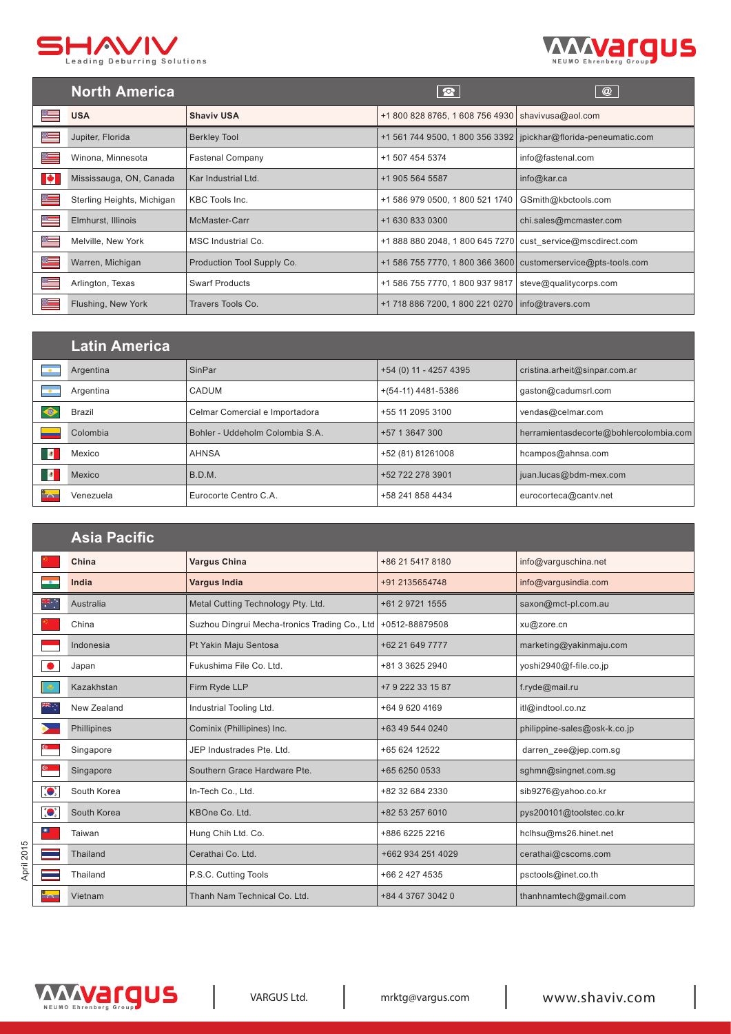SHAVIV Leading Deburring Solutions

vargus NEUMO Ehrenberg Group

## North America

| | North America | | ☎ | @ |
|---|---|---|---|---|
| | **USA** | **Shaviv USA** | +1 800 828 8765, 1 608 756 4930 | shavivusa@aol.com |
| | Jupiter, Florida | Berkley Tool | +1 561 744 9500, 1 800 356 3392 | jpickhar@florida-peneumatic.com |
| | Winona, Minnesota | Fastenal Company | +1 507 454 5374 | info@fastenal.com |
| | Mississauga, ON, Canada | Kar Industrial Ltd. | +1 905 564 5587 | info@kar.ca |
| | Sterling Heights, Michigan | KBC Tools Inc. | +1 586 979 0500, 1 800 521 1740 | GSmith@kbctools.com |
| | Elmhurst, Illinois | McMaster-Carr | +1 630 833 0300 | chi.sales@mcmaster.com |
| | Melville, New York | MSC Industrial Co. | +1 888 880 2048, 1 800 645 7270 | cust_service@mscdirect.com |
| | Warren, Michigan | Production Tool Supply Co. | +1 586 755 7770, 1 800 366 3600 | customerservice@pts-tools.com |
| | Arlington, Texas | Swarf Products | +1 586 755 7770, 1 800 937 9817 | steve@qualitycorps.com |
| | Flushing, New York | Travers Tools Co. | +1 718 886 7200, 1 800 221 0270 | info@travers.com |

## Latin America

| | | | |
|---|---|---|---|
| Argentina | SinPar | +54 (0) 11 - 4257 4395 | cristina.arheit@sinpar.com.ar |
| Argentina | CADUM | +(54-11) 4481-5386 | gaston@cadumsrl.com |
| Brazil | Celmar Comercial e Importadora | +55 11 2095 3100 | vendas@celmar.com |
| Colombia | Bohler - Uddeholm Colombia S.A. | +57 1 3647 300 | herramientasdecorte@bohlercolombia.com |
| Mexico | AHNSA | +52 (81) 81261008 | hcampos@ahnsa.com |
| Mexico | B.D.M. | +52 722 278 3901 | juan.lucas@bdm-mex.com |
| Venezuela | Eurocorte Centro C.A. | +58 241 858 4434 | eurocorteca@cantv.net |

## Asia Pacific

| | | | |
|---|---|---|---|
| **China** | **Vargus China** | +86 21 5417 8180 | info@varguschina.net |
| **India** | **Vargus India** | +91 2135654748 | info@vargusindia.com |
| Australia | Metal Cutting Technology Pty. Ltd. | +61 2 9721 1555 | saxon@mct-pl.com.au |
| China | Suzhou Dingrui Mecha-tronics Trading Co., Ltd | +0512-88879508 | xu@zore.cn |
| Indonesia | Pt Yakin Maju Sentosa | +62 21 649 7777 | marketing@yakinmaju.com |
| Japan | Fukushima File Co. Ltd. | +81 3 3625 2940 | yoshi2940@f-file.co.jp |
| Kazakhstan | Firm Ryde LLP | +7 9 222 33 15 87 | f.ryde@mail.ru |
| New Zealand | Industrial Tooling Ltd. | +64 9 620 4169 | itl@indtool.co.nz |
| Phillipines | Cominix (Phillipines) Inc. | +63 49 544 0240 | philippine-sales@osk-k.co.jp |
| Singapore | JEP Industrades Pte. Ltd. | +65 624 12522 | darren_zee@jep.com.sg |
| Singapore | Southern Grace Hardware Pte. | +65 6250 0533 | sghmn@singnet.com.sg |
| South Korea | In-Tech Co., Ltd. | +82 32 684 2330 | sib9276@yahoo.co.kr |
| South Korea | KBOne Co. Ltd. | +82 53 257 6010 | pys200101@toolstec.co.kr |
| Taiwan | Hung Chih Ltd. Co. | +886 6225 2216 | hclhsu@ms26.hinet.net |
| Thailand | Cerathai Co. Ltd. | +662 934 251 4029 | cerathai@cscoms.com |
| Thailand | P.S.C. Cutting Tools | +66 2 427 4535 | psctools@inet.co.th |
| Vietnam | Thanh Nam Technical Co. Ltd. | +84 4 3767 3042 0 | thanhnamtech@gmail.com |

April 2015

vargus NEUMO Ehrenberg Group | VARGUS Ltd. | mrktg@vargus.com | www.shaviv.com